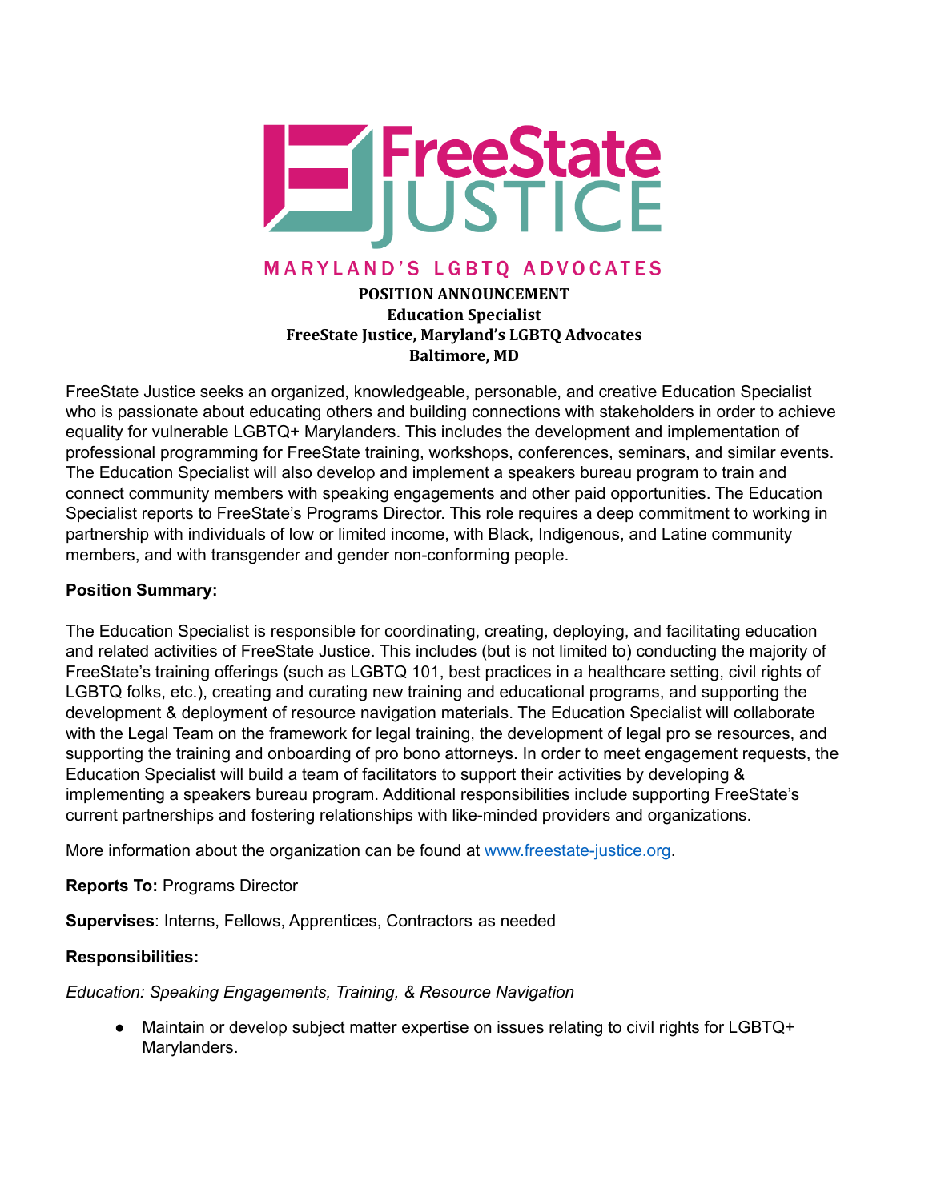FreeState JUSTICE

MARYLAND'S LGBTQ ADVOCATES

**POSITION ANNOUNCEMENT**
**Education Specialist**
**FreeState Justice, Maryland's LGBTQ Advocates**
**Baltimore, MD**

FreeState Justice seeks an organized, knowledgeable, personable, and creative Education Specialist who is passionate about educating others and building connections with stakeholders in order to achieve equality for vulnerable LGBTQ+ Marylanders. This includes the development and implementation of professional programming for FreeState training, workshops, conferences, seminars, and similar events. The Education Specialist will also develop and implement a speakers bureau program to train and connect community members with speaking engagements and other paid opportunities. The Education Specialist reports to FreeState's Programs Director. This role requires a deep commitment to working in partnership with individuals of low or limited income, with Black, Indigenous, and Latine community members, and with transgender and gender non-conforming people.

**Position Summary:**

The Education Specialist is responsible for coordinating, creating, deploying, and facilitating education and related activities of FreeState Justice. This includes (but is not limited to) conducting the majority of FreeState's training offerings (such as LGBTQ 101, best practices in a healthcare setting, civil rights of LGBTQ folks, etc.), creating and curating new training and educational programs, and supporting the development & deployment of resource navigation materials. The Education Specialist will collaborate with the Legal Team on the framework for legal training, the development of legal pro se resources, and supporting the training and onboarding of pro bono attorneys. In order to meet engagement requests, the Education Specialist will build a team of facilitators to support their activities by developing & implementing a speakers bureau program. Additional responsibilities include supporting FreeState's current partnerships and fostering relationships with like-minded providers and organizations.

More information about the organization can be found at www.freestate-justice.org.

**Reports To:** Programs Director

**Supervises**: Interns, Fellows, Apprentices, Contractors as needed

**Responsibilities:**

*Education: Speaking Engagements, Training, & Resource Navigation*

- Maintain or develop subject matter expertise on issues relating to civil rights for LGBTQ+ Marylanders.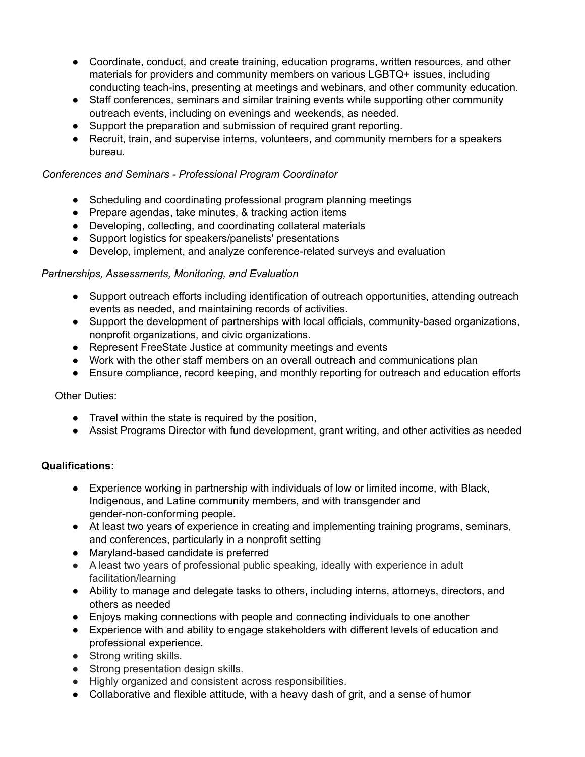- Coordinate, conduct, and create training, education programs, written resources, and other materials for providers and community members on various LGBTQ+ issues, including conducting teach-ins, presenting at meetings and webinars, and other community education.
- Staff conferences, seminars and similar training events while supporting other community outreach events, including on evenings and weekends, as needed.
- Support the preparation and submission of required grant reporting.
- Recruit, train, and supervise interns, volunteers, and community members for a speakers bureau.

*Conferences and Seminars - Professional Program Coordinator*

- Scheduling and coordinating professional program planning meetings
- Prepare agendas, take minutes, & tracking action items
- Developing, collecting, and coordinating collateral materials
- Support logistics for speakers/panelists' presentations
- Develop, implement, and analyze conference-related surveys and evaluation

*Partnerships, Assessments, Monitoring, and Evaluation*

- Support outreach efforts including identification of outreach opportunities, attending outreach events as needed, and maintaining records of activities.
- Support the development of partnerships with local officials, community-based organizations, nonprofit organizations, and civic organizations.
- Represent FreeState Justice at community meetings and events
- Work with the other staff members on an overall outreach and communications plan
- Ensure compliance, record keeping, and monthly reporting for outreach and education efforts

Other Duties:

- Travel within the state is required by the position,
- Assist Programs Director with fund development, grant writing, and other activities as needed

**Qualifications:**

- Experience working in partnership with individuals of low or limited income, with Black, Indigenous, and Latine community members, and with transgender and gender-non-conforming people.
- At least two years of experience in creating and implementing training programs, seminars, and conferences, particularly in a nonprofit setting
- Maryland-based candidate is preferred
- A least two years of professional public speaking, ideally with experience in adult facilitation/learning
- Ability to manage and delegate tasks to others, including interns, attorneys, directors, and others as needed
- Enjoys making connections with people and connecting individuals to one another
- Experience with and ability to engage stakeholders with different levels of education and professional experience.
- Strong writing skills.
- Strong presentation design skills.
- Highly organized and consistent across responsibilities.
- Collaborative and flexible attitude, with a heavy dash of grit, and a sense of humor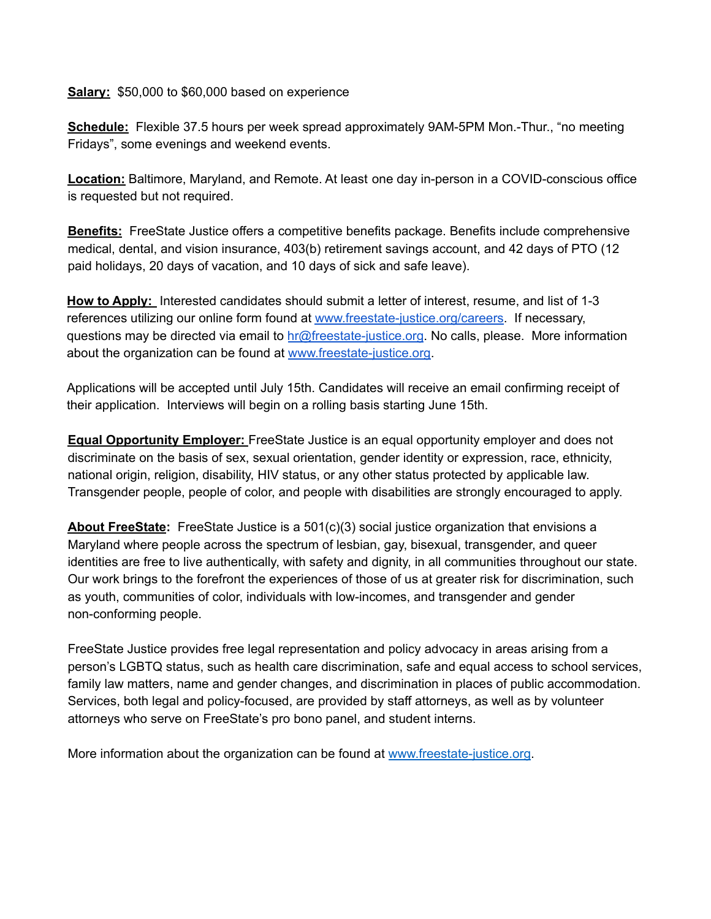**Salary:** $50,000 to $60,000 based on experience

**Schedule:** Flexible 37.5 hours per week spread approximately 9AM-5PM Mon.-Thur., "no meeting Fridays", some evenings and weekend events.

**Location:** Baltimore, Maryland, and Remote. At least one day in-person in a COVID-conscious office is requested but not required.

**Benefits:** FreeState Justice offers a competitive benefits package. Benefits include comprehensive medical, dental, and vision insurance, 403(b) retirement savings account, and 42 days of PTO (12 paid holidays, 20 days of vacation, and 10 days of sick and safe leave).

**How to Apply:** Interested candidates should submit a letter of interest, resume, and list of 1-3 references utilizing our online form found at [www.freestate-justice.org/careers](http://www.freestate-justice.org/careers). If necessary, questions may be directed via email to [hr@freestate-justice.org](mailto:hr@freestate-justice.org). No calls, please. More information about the organization can be found at [www.freestate-justice.org](http://www.freestate-justice.org).

Applications will be accepted until July 15th. Candidates will receive an email confirming receipt of their application. Interviews will begin on a rolling basis starting June 15th.

**Equal Opportunity Employer:** FreeState Justice is an equal opportunity employer and does not discriminate on the basis of sex, sexual orientation, gender identity or expression, race, ethnicity, national origin, religion, disability, HIV status, or any other status protected by applicable law. Transgender people, people of color, and people with disabilities are strongly encouraged to apply.

**About FreeState:** FreeState Justice is a 501(c)(3) social justice organization that envisions a Maryland where people across the spectrum of lesbian, gay, bisexual, transgender, and queer identities are free to live authentically, with safety and dignity, in all communities throughout our state. Our work brings to the forefront the experiences of those of us at greater risk for discrimination, such as youth, communities of color, individuals with low-incomes, and transgender and gender non-conforming people.

FreeState Justice provides free legal representation and policy advocacy in areas arising from a person's LGBTQ status, such as health care discrimination, safe and equal access to school services, family law matters, name and gender changes, and discrimination in places of public accommodation. Services, both legal and policy-focused, are provided by staff attorneys, as well as by volunteer attorneys who serve on FreeState's pro bono panel, and student interns.

More information about the organization can be found at [www.freestate-justice.org](http://www.freestate-justice.org).